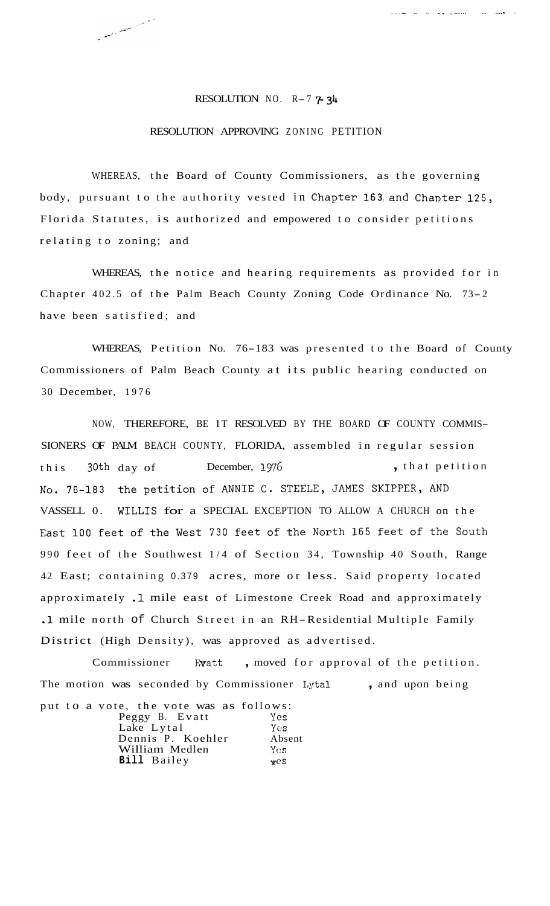RESOLUTION NO. R-77-34

RESOLUTION APPROVING ZONING PETITION

WHEREAS, the Board of County Commissioners, as the governing body, pursuant to the authority vested in Chapter 163 and Chapter 125, Florida Statutes, is authorized and empowered to consider petitions relating to zoning; and

WHEREAS, the notice and hearing requirements as provided for in Chapter 402.5 of the Palm Beach County Zoning Code Ordinance No. 73-2 have been satisfied; and

WHEREAS, Petition No. 76-183 was presented to the Board of County Commissioners of Palm Beach County at its public hearing conducted on 30 December, 1976

NOW, THEREFORE, BE IT RESOLVED BY THE BOARD OF COUNTY COMMISSIONERS OF PALM BEACH COUNTY, FLORIDA, assembled in regular session this 30th day of December, 1976, that petition No. 76-183 the petition of ANNIE C. STEELE, JAMES SKIPPER, AND VASSELL O. WILLIS for a SPECIAL EXCEPTION TO ALLOW A CHURCH on the East 100 feet of the West 730 feet of the North 165 feet of the South 990 feet of the Southwest 1/4 of Section 34, Township 40 South, Range 42 East; containing 0.379 acres, more or less. Said property located approximately .1 mile east of Limestone Creek Road and approximately .1 mile north of Church Street in an RH-Residential Multiple Family District (High Density), was approved as advertised.

Commissioner Evatt, moved for approval of the petition. The motion was seconded by Commissioner Lytal, and upon being put to a vote, the vote was as follows:

| | |
|---|---|
| Peggy B. Evatt | Yes |
| Lake Lytal | Yes |
| Dennis P. Koehler | Absent |
| William Medlen | Yes |
| Bill Bailey | Yes |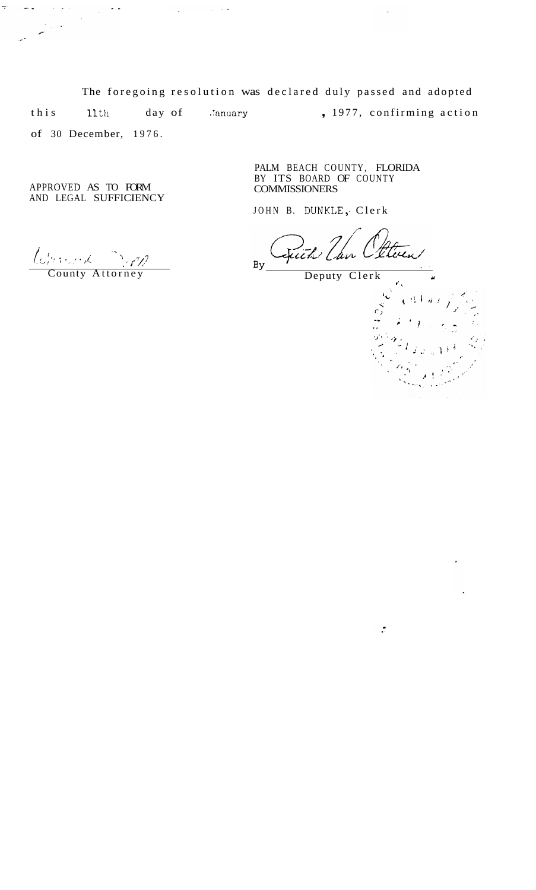The foregoing resolution was declared duly passed and adopted this 11th day of January, 1977, confirming action of 30 December, 1976.

APPROVED AS TO FORM
AND LEGAL SUFFICIENCY

County Attorney

PALM BEACH COUNTY, FLORIDA
BY ITS BOARD OF COUNTY
COMMISSIONERS

JOHN B. DUNKLE, Clerk

By

Deputy Clerk